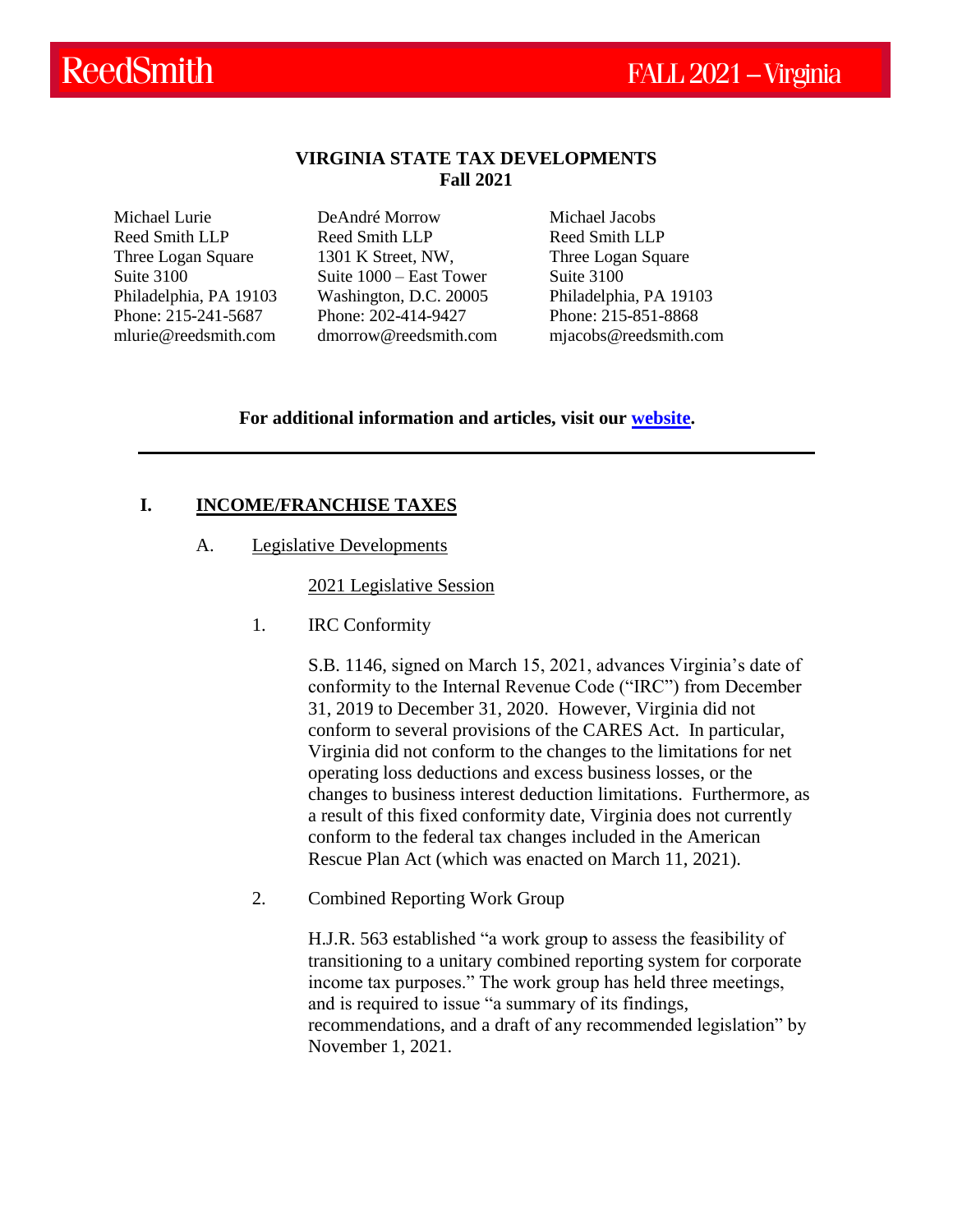# VIRGINIA STATE TAX DEVELOPMENTS
## Fall 2021

Michael Lurie
Reed Smith LLP
Three Logan Square
Suite 3100
Philadelphia, PA 19103
Phone: 215-241-5687
mlurie@reedsmith.com

DeAndré Morrow
Reed Smith LLP
1301 K Street, NW,
Suite 1000 – East Tower
Washington, D.C. 20005
Phone: 202-414-9427
dmorrow@reedsmith.com

Michael Jacobs
Reed Smith LLP
Three Logan Square
Suite 3100
Philadelphia, PA 19103
Phone: 215-851-8868
mjacobs@reedsmith.com

**For additional information and articles, visit our website.**

---

## I. INCOME/FRANCHISE TAXES

### A. Legislative Developments

#### 2021 Legislative Session

1. IRC Conformity

   S.B. 1146, signed on March 15, 2021, advances Virginia's date of conformity to the Internal Revenue Code ("IRC") from December 31, 2019 to December 31, 2020. However, Virginia did not conform to several provisions of the CARES Act. In particular, Virginia did not conform to the changes to the limitations for net operating loss deductions and excess business losses, or the changes to business interest deduction limitations. Furthermore, as a result of this fixed conformity date, Virginia does not currently conform to the federal tax changes included in the American Rescue Plan Act (which was enacted on March 11, 2021).

2. Combined Reporting Work Group

   H.J.R. 563 established "a work group to assess the feasibility of transitioning to a unitary combined reporting system for corporate income tax purposes." The work group has held three meetings, and is required to issue "a summary of its findings, recommendations, and a draft of any recommended legislation" by November 1, 2021.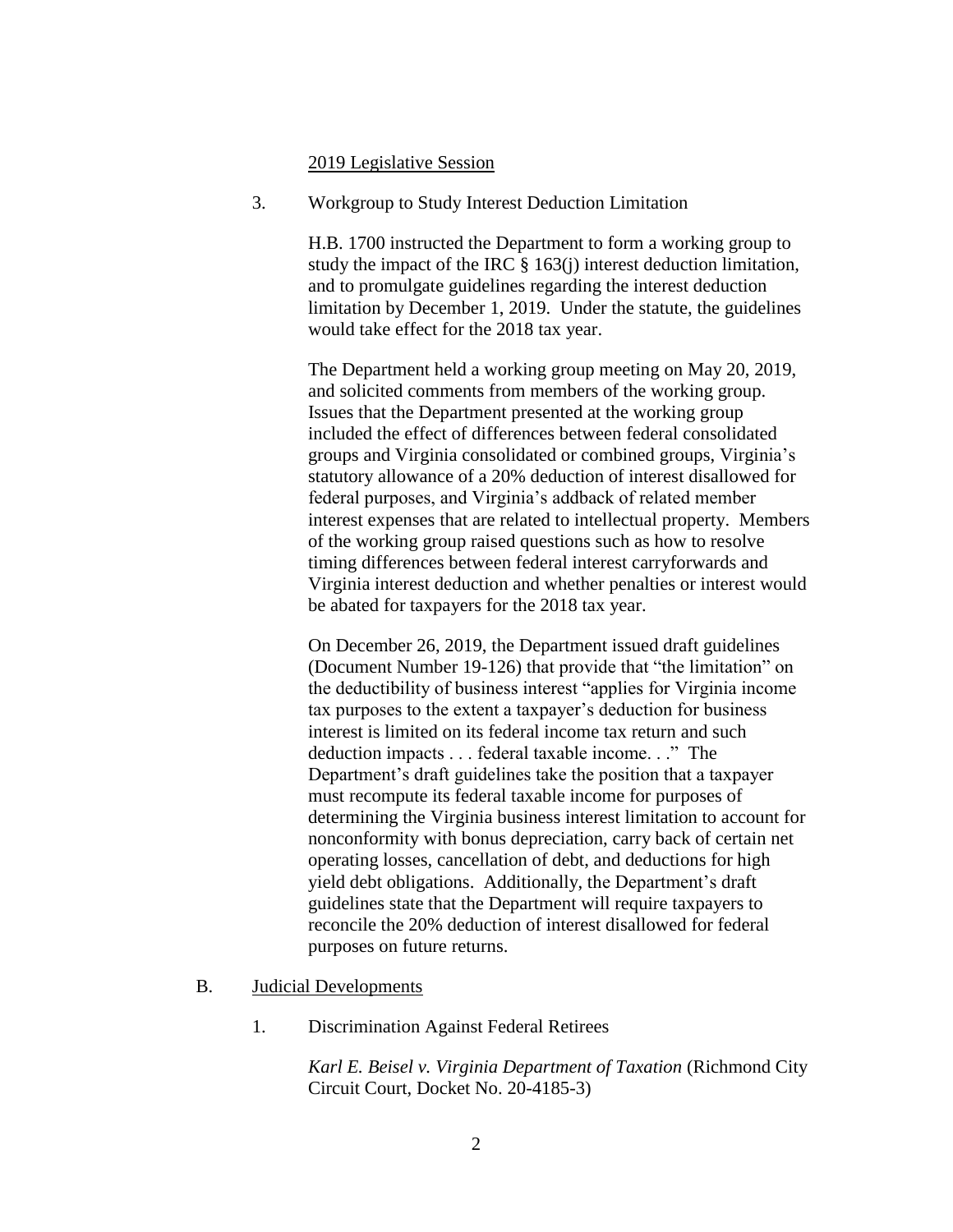2019 Legislative Session

3. Workgroup to Study Interest Deduction Limitation

H.B. 1700 instructed the Department to form a working group to study the impact of the IRC § 163(j) interest deduction limitation, and to promulgate guidelines regarding the interest deduction limitation by December 1, 2019. Under the statute, the guidelines would take effect for the 2018 tax year.

The Department held a working group meeting on May 20, 2019, and solicited comments from members of the working group. Issues that the Department presented at the working group included the effect of differences between federal consolidated groups and Virginia consolidated or combined groups, Virginia's statutory allowance of a 20% deduction of interest disallowed for federal purposes, and Virginia's addback of related member interest expenses that are related to intellectual property. Members of the working group raised questions such as how to resolve timing differences between federal interest carryforwards and Virginia interest deduction and whether penalties or interest would be abated for taxpayers for the 2018 tax year.

On December 26, 2019, the Department issued draft guidelines (Document Number 19-126) that provide that "the limitation" on the deductibility of business interest "applies for Virginia income tax purposes to the extent a taxpayer's deduction for business interest is limited on its federal income tax return and such deduction impacts . . . federal taxable income. . ." The Department's draft guidelines take the position that a taxpayer must recompute its federal taxable income for purposes of determining the Virginia business interest limitation to account for nonconformity with bonus depreciation, carry back of certain net operating losses, cancellation of debt, and deductions for high yield debt obligations. Additionally, the Department's draft guidelines state that the Department will require taxpayers to reconcile the 20% deduction of interest disallowed for federal purposes on future returns.

## B. Judicial Developments

1. Discrimination Against Federal Retirees

*Karl E. Beisel v. Virginia Department of Taxation* (Richmond City Circuit Court, Docket No. 20-4185-3)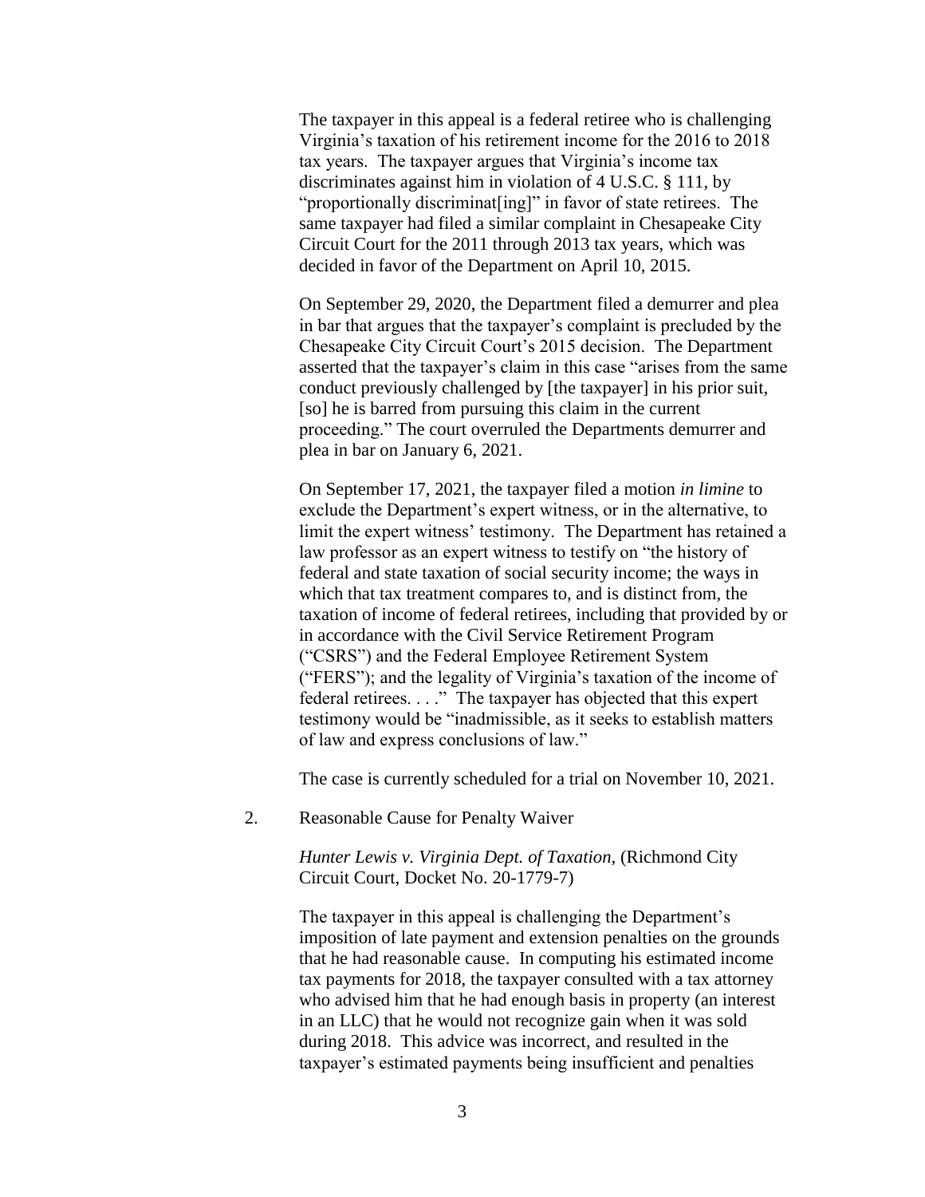The taxpayer in this appeal is a federal retiree who is challenging Virginia's taxation of his retirement income for the 2016 to 2018 tax years. The taxpayer argues that Virginia's income tax discriminates against him in violation of 4 U.S.C. § 111, by "proportionally discriminat[ing]" in favor of state retirees. The same taxpayer had filed a similar complaint in Chesapeake City Circuit Court for the 2011 through 2013 tax years, which was decided in favor of the Department on April 10, 2015.

On September 29, 2020, the Department filed a demurrer and plea in bar that argues that the taxpayer's complaint is precluded by the Chesapeake City Circuit Court's 2015 decision. The Department asserted that the taxpayer's claim in this case "arises from the same conduct previously challenged by [the taxpayer] in his prior suit, [so] he is barred from pursuing this claim in the current proceeding." The court overruled the Departments demurrer and plea in bar on January 6, 2021.

On September 17, 2021, the taxpayer filed a motion *in limine* to exclude the Department's expert witness, or in the alternative, to limit the expert witness' testimony. The Department has retained a law professor as an expert witness to testify on "the history of federal and state taxation of social security income; the ways in which that tax treatment compares to, and is distinct from, the taxation of income of federal retirees, including that provided by or in accordance with the Civil Service Retirement Program ("CSRS") and the Federal Employee Retirement System ("FERS"); and the legality of Virginia's taxation of the income of federal retirees. . . ." The taxpayer has objected that this expert testimony would be "inadmissible, as it seeks to establish matters of law and express conclusions of law."

The case is currently scheduled for a trial on November 10, 2021.

2. Reasonable Cause for Penalty Waiver

*Hunter Lewis v. Virginia Dept. of Taxation*, (Richmond City Circuit Court, Docket No. 20-1779-7)

The taxpayer in this appeal is challenging the Department's imposition of late payment and extension penalties on the grounds that he had reasonable cause. In computing his estimated income tax payments for 2018, the taxpayer consulted with a tax attorney who advised him that he had enough basis in property (an interest in an LLC) that he would not recognize gain when it was sold during 2018. This advice was incorrect, and resulted in the taxpayer's estimated payments being insufficient and penalties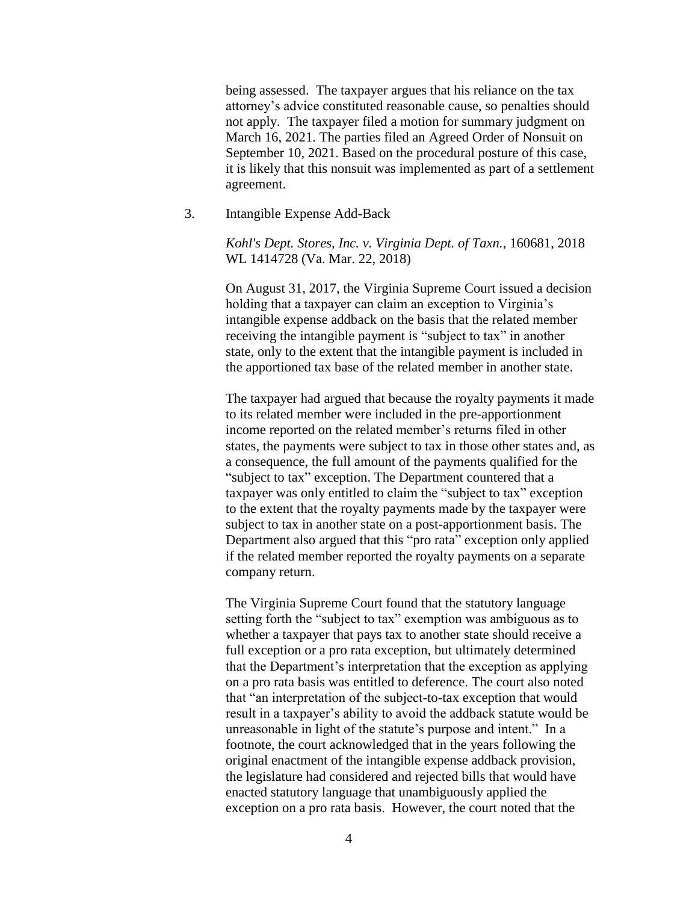being assessed. The taxpayer argues that his reliance on the tax attorney's advice constituted reasonable cause, so penalties should not apply. The taxpayer filed a motion for summary judgment on March 16, 2021. The parties filed an Agreed Order of Nonsuit on September 10, 2021. Based on the procedural posture of this case, it is likely that this nonsuit was implemented as part of a settlement agreement.

3. Intangible Expense Add-Back

*Kohl's Dept. Stores, Inc. v. Virginia Dept. of Taxn.*, 160681, 2018 WL 1414728 (Va. Mar. 22, 2018)

On August 31, 2017, the Virginia Supreme Court issued a decision holding that a taxpayer can claim an exception to Virginia's intangible expense addback on the basis that the related member receiving the intangible payment is "subject to tax" in another state, only to the extent that the intangible payment is included in the apportioned tax base of the related member in another state.

The taxpayer had argued that because the royalty payments it made to its related member were included in the pre-apportionment income reported on the related member's returns filed in other states, the payments were subject to tax in those other states and, as a consequence, the full amount of the payments qualified for the "subject to tax" exception. The Department countered that a taxpayer was only entitled to claim the "subject to tax" exception to the extent that the royalty payments made by the taxpayer were subject to tax in another state on a post-apportionment basis. The Department also argued that this "pro rata" exception only applied if the related member reported the royalty payments on a separate company return.

The Virginia Supreme Court found that the statutory language setting forth the "subject to tax" exemption was ambiguous as to whether a taxpayer that pays tax to another state should receive a full exception or a pro rata exception, but ultimately determined that the Department's interpretation that the exception as applying on a pro rata basis was entitled to deference. The court also noted that "an interpretation of the subject-to-tax exception that would result in a taxpayer's ability to avoid the addback statute would be unreasonable in light of the statute's purpose and intent." In a footnote, the court acknowledged that in the years following the original enactment of the intangible expense addback provision, the legislature had considered and rejected bills that would have enacted statutory language that unambiguously applied the exception on a pro rata basis. However, the court noted that the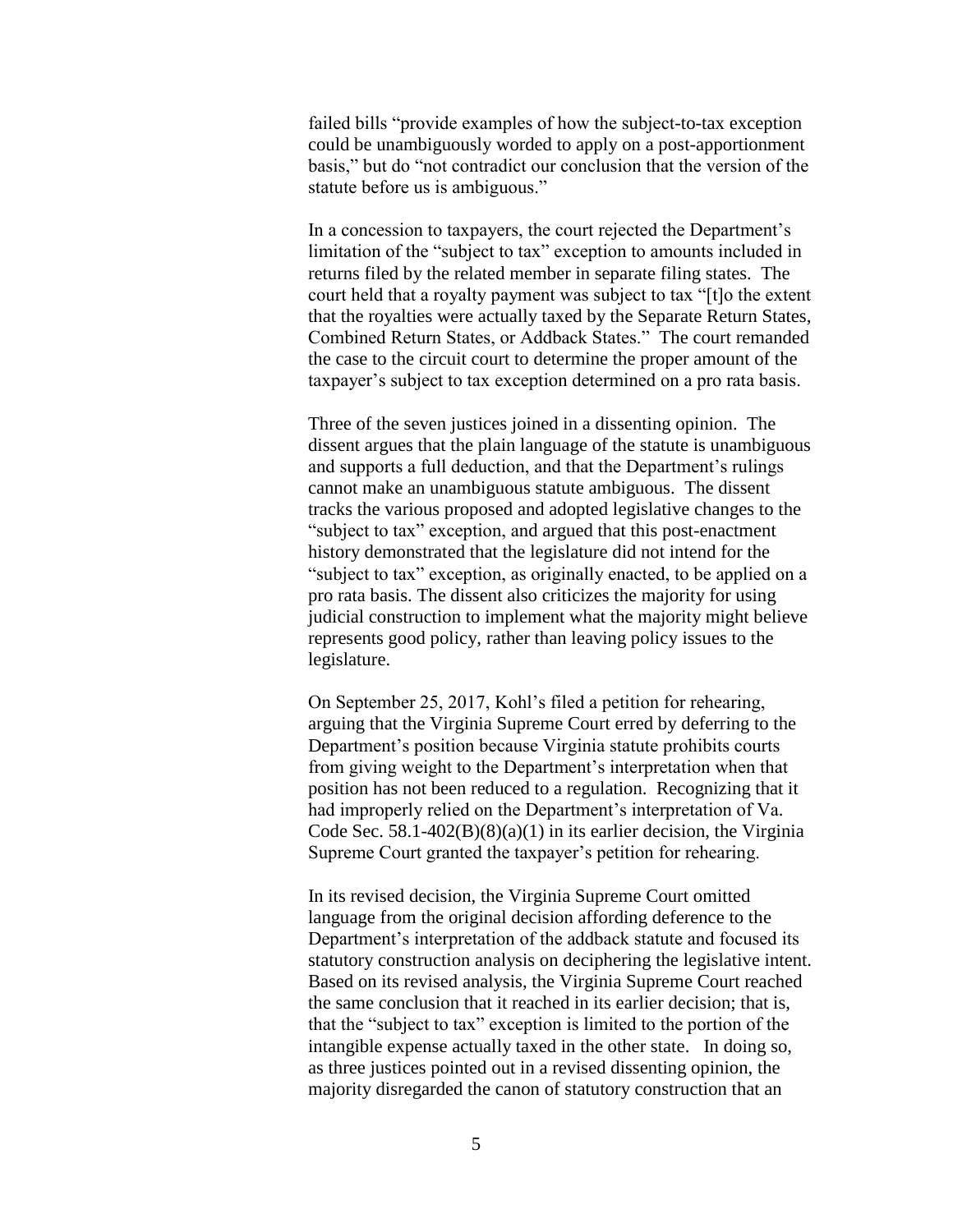failed bills "provide examples of how the subject-to-tax exception could be unambiguously worded to apply on a post-apportionment basis," but do "not contradict our conclusion that the version of the statute before us is ambiguous."

In a concession to taxpayers, the court rejected the Department's limitation of the "subject to tax" exception to amounts included in returns filed by the related member in separate filing states. The court held that a royalty payment was subject to tax "[t]o the extent that the royalties were actually taxed by the Separate Return States, Combined Return States, or Addback States." The court remanded the case to the circuit court to determine the proper amount of the taxpayer's subject to tax exception determined on a pro rata basis.

Three of the seven justices joined in a dissenting opinion. The dissent argues that the plain language of the statute is unambiguous and supports a full deduction, and that the Department's rulings cannot make an unambiguous statute ambiguous. The dissent tracks the various proposed and adopted legislative changes to the "subject to tax" exception, and argued that this post-enactment history demonstrated that the legislature did not intend for the "subject to tax" exception, as originally enacted, to be applied on a pro rata basis. The dissent also criticizes the majority for using judicial construction to implement what the majority might believe represents good policy, rather than leaving policy issues to the legislature.

On September 25, 2017, Kohl's filed a petition for rehearing, arguing that the Virginia Supreme Court erred by deferring to the Department's position because Virginia statute prohibits courts from giving weight to the Department's interpretation when that position has not been reduced to a regulation. Recognizing that it had improperly relied on the Department's interpretation of Va. Code Sec. 58.1-402(B)(8)(a)(1) in its earlier decision, the Virginia Supreme Court granted the taxpayer's petition for rehearing.

In its revised decision, the Virginia Supreme Court omitted language from the original decision affording deference to the Department's interpretation of the addback statute and focused its statutory construction analysis on deciphering the legislative intent. Based on its revised analysis, the Virginia Supreme Court reached the same conclusion that it reached in its earlier decision; that is, that the "subject to tax" exception is limited to the portion of the intangible expense actually taxed in the other state. In doing so, as three justices pointed out in a revised dissenting opinion, the majority disregarded the canon of statutory construction that an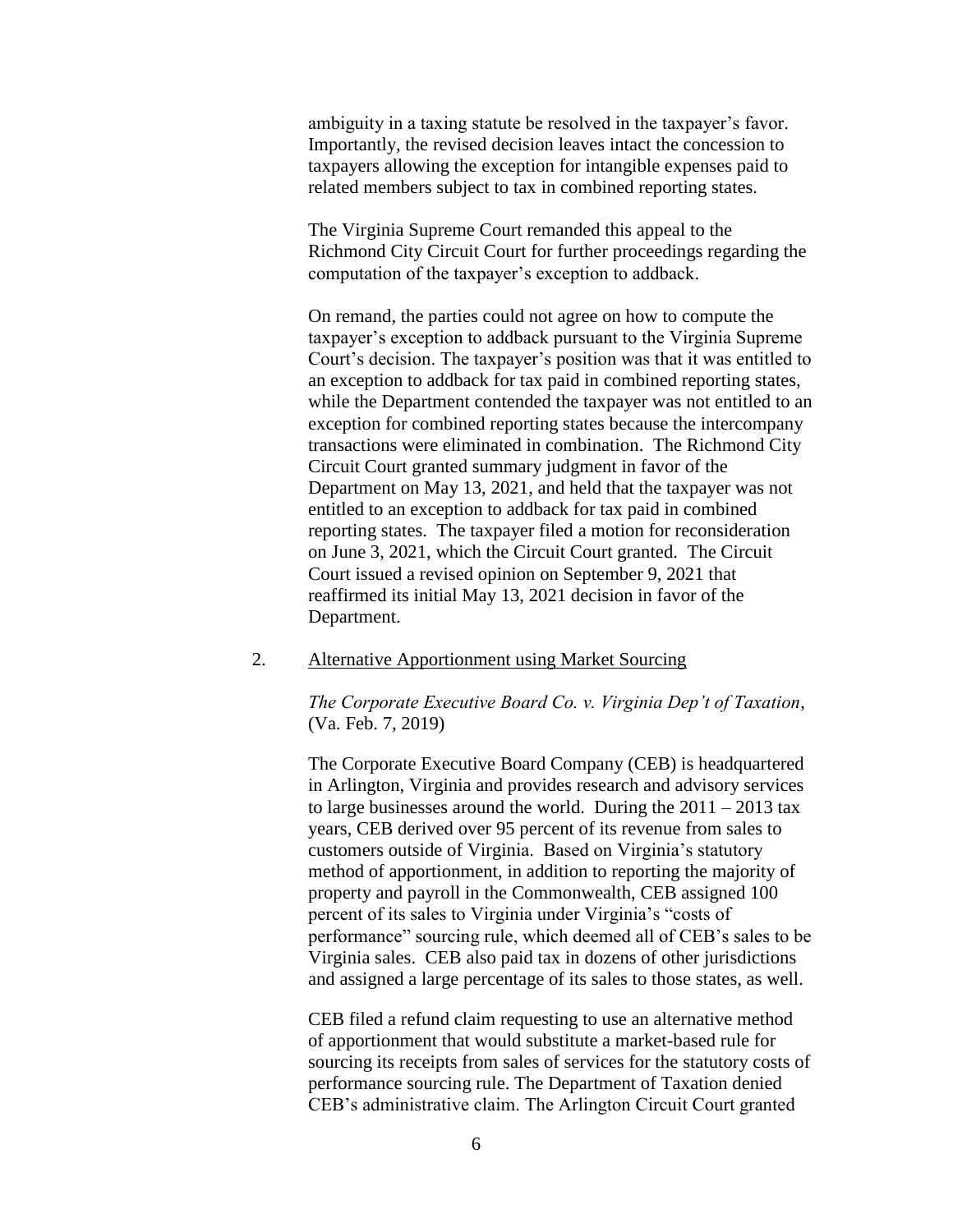ambiguity in a taxing statute be resolved in the taxpayer's favor. Importantly, the revised decision leaves intact the concession to taxpayers allowing the exception for intangible expenses paid to related members subject to tax in combined reporting states.

The Virginia Supreme Court remanded this appeal to the Richmond City Circuit Court for further proceedings regarding the computation of the taxpayer's exception to addback.

On remand, the parties could not agree on how to compute the taxpayer's exception to addback pursuant to the Virginia Supreme Court's decision. The taxpayer's position was that it was entitled to an exception to addback for tax paid in combined reporting states, while the Department contended the taxpayer was not entitled to an exception for combined reporting states because the intercompany transactions were eliminated in combination. The Richmond City Circuit Court granted summary judgment in favor of the Department on May 13, 2021, and held that the taxpayer was not entitled to an exception to addback for tax paid in combined reporting states. The taxpayer filed a motion for reconsideration on June 3, 2021, which the Circuit Court granted. The Circuit Court issued a revised opinion on September 9, 2021 that reaffirmed its initial May 13, 2021 decision in favor of the Department.

2. <u>Alternative Apportionment using Market Sourcing</u>

*The Corporate Executive Board Co. v. Virginia Dep't of Taxation*, (Va. Feb. 7, 2019)

The Corporate Executive Board Company (CEB) is headquartered in Arlington, Virginia and provides research and advisory services to large businesses around the world. During the 2011 – 2013 tax years, CEB derived over 95 percent of its revenue from sales to customers outside of Virginia. Based on Virginia's statutory method of apportionment, in addition to reporting the majority of property and payroll in the Commonwealth, CEB assigned 100 percent of its sales to Virginia under Virginia's "costs of performance" sourcing rule, which deemed all of CEB's sales to be Virginia sales. CEB also paid tax in dozens of other jurisdictions and assigned a large percentage of its sales to those states, as well.

CEB filed a refund claim requesting to use an alternative method of apportionment that would substitute a market-based rule for sourcing its receipts from sales of services for the statutory costs of performance sourcing rule. The Department of Taxation denied CEB's administrative claim. The Arlington Circuit Court granted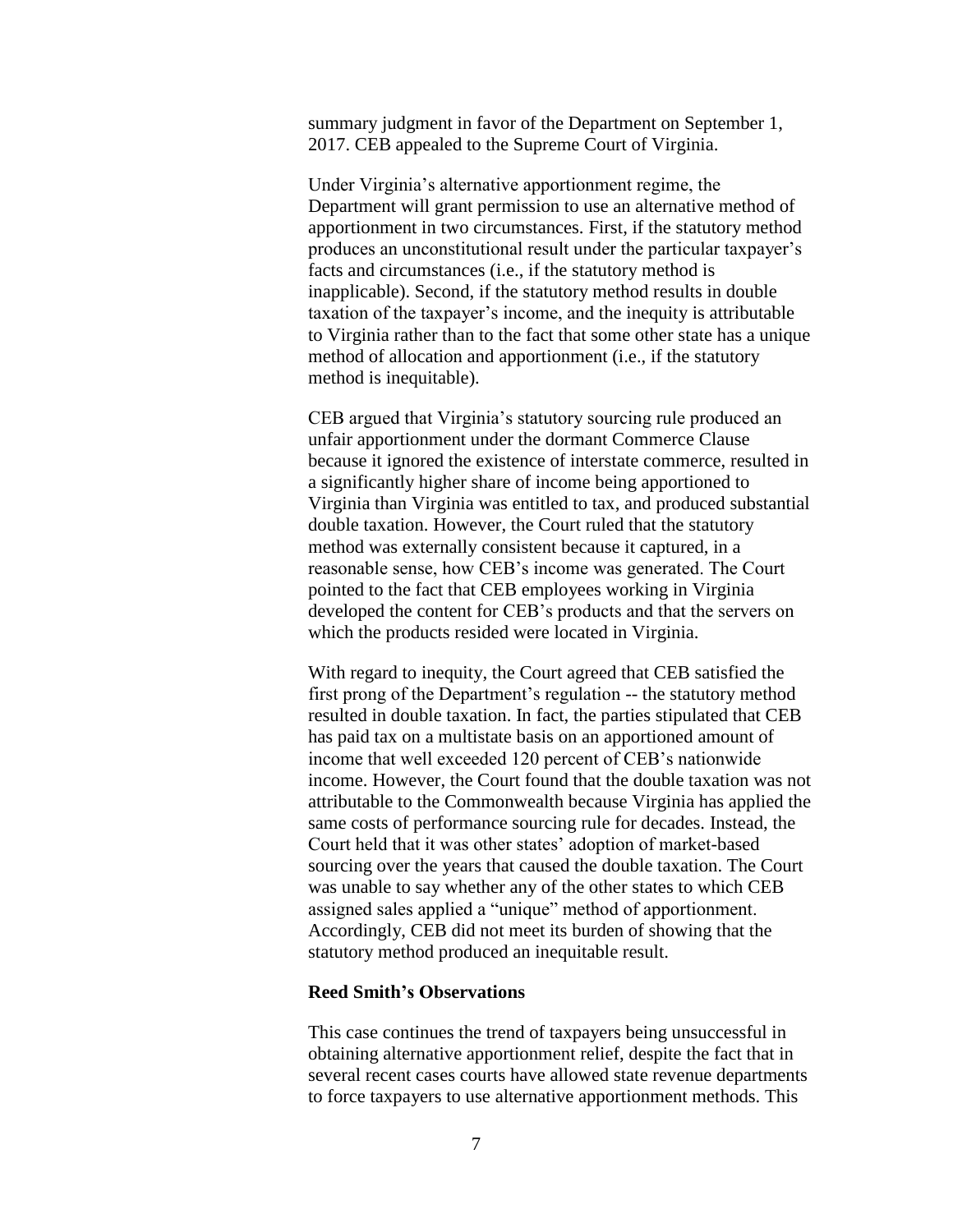summary judgment in favor of the Department on September 1, 2017. CEB appealed to the Supreme Court of Virginia.

Under Virginia's alternative apportionment regime, the Department will grant permission to use an alternative method of apportionment in two circumstances. First, if the statutory method produces an unconstitutional result under the particular taxpayer's facts and circumstances (i.e., if the statutory method is inapplicable). Second, if the statutory method results in double taxation of the taxpayer's income, and the inequity is attributable to Virginia rather than to the fact that some other state has a unique method of allocation and apportionment (i.e., if the statutory method is inequitable).

CEB argued that Virginia's statutory sourcing rule produced an unfair apportionment under the dormant Commerce Clause because it ignored the existence of interstate commerce, resulted in a significantly higher share of income being apportioned to Virginia than Virginia was entitled to tax, and produced substantial double taxation. However, the Court ruled that the statutory method was externally consistent because it captured, in a reasonable sense, how CEB's income was generated. The Court pointed to the fact that CEB employees working in Virginia developed the content for CEB's products and that the servers on which the products resided were located in Virginia.

With regard to inequity, the Court agreed that CEB satisfied the first prong of the Department's regulation -- the statutory method resulted in double taxation. In fact, the parties stipulated that CEB has paid tax on a multistate basis on an apportioned amount of income that well exceeded 120 percent of CEB's nationwide income. However, the Court found that the double taxation was not attributable to the Commonwealth because Virginia has applied the same costs of performance sourcing rule for decades. Instead, the Court held that it was other states' adoption of market-based sourcing over the years that caused the double taxation. The Court was unable to say whether any of the other states to which CEB assigned sales applied a "unique" method of apportionment. Accordingly, CEB did not meet its burden of showing that the statutory method produced an inequitable result.

**Reed Smith's Observations**

This case continues the trend of taxpayers being unsuccessful in obtaining alternative apportionment relief, despite the fact that in several recent cases courts have allowed state revenue departments to force taxpayers to use alternative apportionment methods. This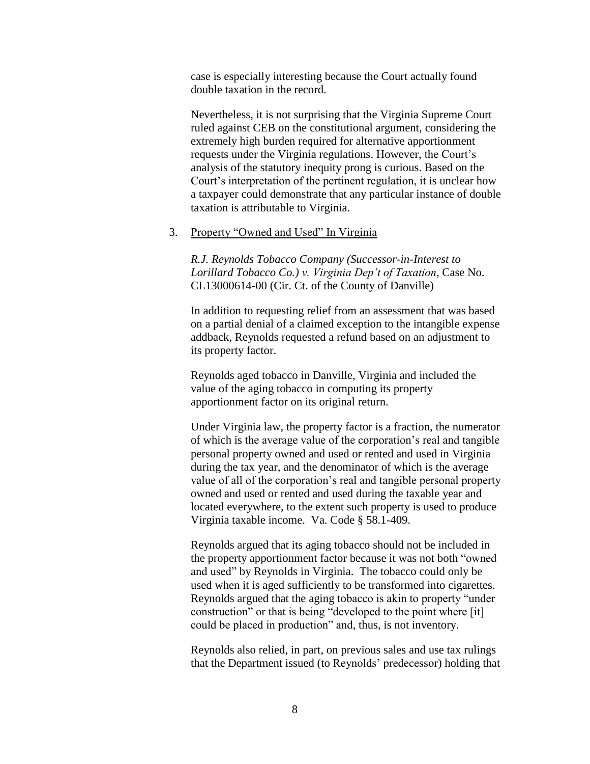case is especially interesting because the Court actually found double taxation in the record.

Nevertheless, it is not surprising that the Virginia Supreme Court ruled against CEB on the constitutional argument, considering the extremely high burden required for alternative apportionment requests under the Virginia regulations. However, the Court's analysis of the statutory inequity prong is curious. Based on the Court's interpretation of the pertinent regulation, it is unclear how a taxpayer could demonstrate that any particular instance of double taxation is attributable to Virginia.

3. Property "Owned and Used" In Virginia

*R.J. Reynolds Tobacco Company (Successor-in-Interest to Lorillard Tobacco Co.) v. Virginia Dep't of Taxation*, Case No. CL13000614-00 (Cir. Ct. of the County of Danville)

In addition to requesting relief from an assessment that was based on a partial denial of a claimed exception to the intangible expense addback, Reynolds requested a refund based on an adjustment to its property factor.

Reynolds aged tobacco in Danville, Virginia and included the value of the aging tobacco in computing its property apportionment factor on its original return.

Under Virginia law, the property factor is a fraction, the numerator of which is the average value of the corporation's real and tangible personal property owned and used or rented and used in Virginia during the tax year, and the denominator of which is the average value of all of the corporation's real and tangible personal property owned and used or rented and used during the taxable year and located everywhere, to the extent such property is used to produce Virginia taxable income. Va. Code § 58.1-409.

Reynolds argued that its aging tobacco should not be included in the property apportionment factor because it was not both "owned and used" by Reynolds in Virginia. The tobacco could only be used when it is aged sufficiently to be transformed into cigarettes. Reynolds argued that the aging tobacco is akin to property "under construction" or that is being "developed to the point where [it] could be placed in production" and, thus, is not inventory.

Reynolds also relied, in part, on previous sales and use tax rulings that the Department issued (to Reynolds' predecessor) holding that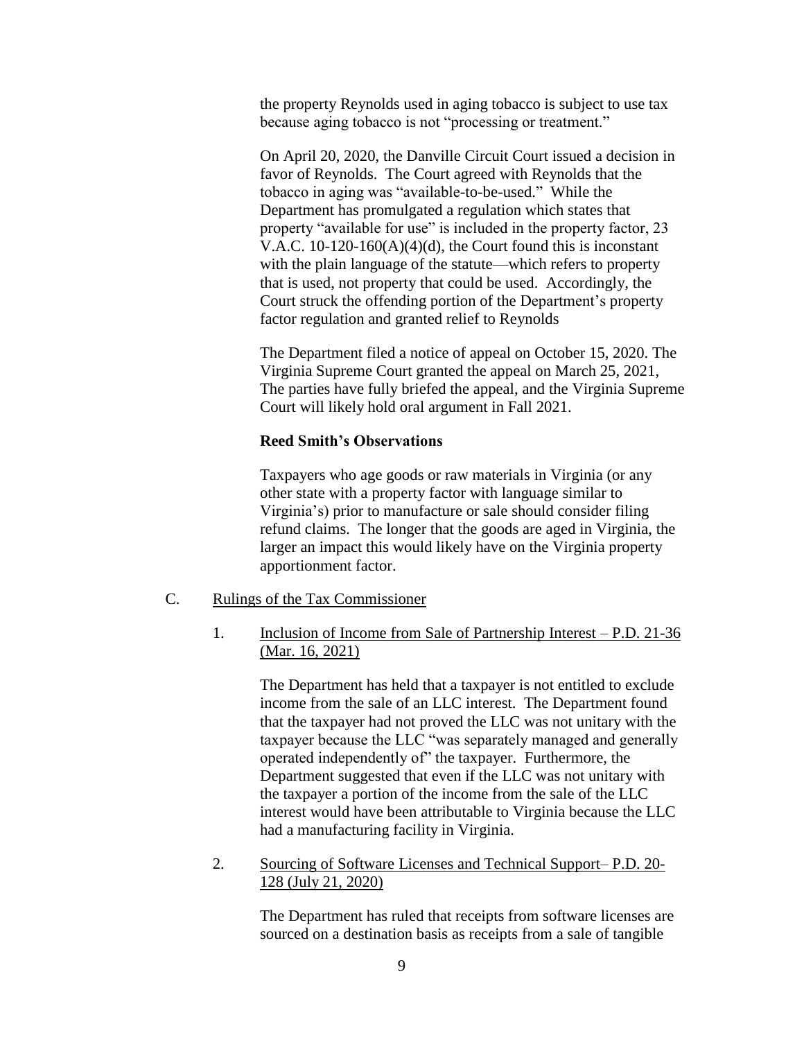the property Reynolds used in aging tobacco is subject to use tax because aging tobacco is not "processing or treatment."

On April 20, 2020, the Danville Circuit Court issued a decision in favor of Reynolds. The Court agreed with Reynolds that the tobacco in aging was "available-to-be-used." While the Department has promulgated a regulation which states that property "available for use" is included in the property factor, 23 V.A.C. 10-120-160(A)(4)(d), the Court found this is inconstant with the plain language of the statute—which refers to property that is used, not property that could be used. Accordingly, the Court struck the offending portion of the Department's property factor regulation and granted relief to Reynolds

The Department filed a notice of appeal on October 15, 2020. The Virginia Supreme Court granted the appeal on March 25, 2021, The parties have fully briefed the appeal, and the Virginia Supreme Court will likely hold oral argument in Fall 2021.

**Reed Smith's Observations**

Taxpayers who age goods or raw materials in Virginia (or any other state with a property factor with language similar to Virginia's) prior to manufacture or sale should consider filing refund claims. The longer that the goods are aged in Virginia, the larger an impact this would likely have on the Virginia property apportionment factor.

C. Rulings of the Tax Commissioner

1. Inclusion of Income from Sale of Partnership Interest – P.D. 21-36 (Mar. 16, 2021)

The Department has held that a taxpayer is not entitled to exclude income from the sale of an LLC interest. The Department found that the taxpayer had not proved the LLC was not unitary with the taxpayer because the LLC "was separately managed and generally operated independently of" the taxpayer. Furthermore, the Department suggested that even if the LLC was not unitary with the taxpayer a portion of the income from the sale of the LLC interest would have been attributable to Virginia because the LLC had a manufacturing facility in Virginia.

2. Sourcing of Software Licenses and Technical Support– P.D. 20-128 (July 21, 2020)

The Department has ruled that receipts from software licenses are sourced on a destination basis as receipts from a sale of tangible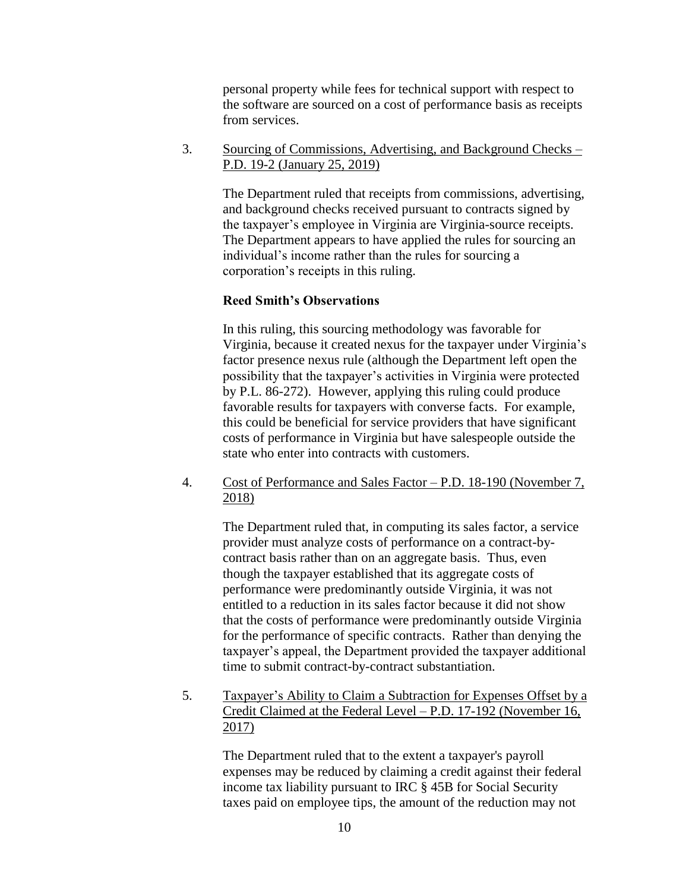personal property while fees for technical support with respect to the software are sourced on a cost of performance basis as receipts from services.

3. Sourcing of Commissions, Advertising, and Background Checks – P.D. 19-2 (January 25, 2019)

   The Department ruled that receipts from commissions, advertising, and background checks received pursuant to contracts signed by the taxpayer's employee in Virginia are Virginia-source receipts. The Department appears to have applied the rules for sourcing an individual's income rather than the rules for sourcing a corporation's receipts in this ruling.

   **Reed Smith's Observations**

   In this ruling, this sourcing methodology was favorable for Virginia, because it created nexus for the taxpayer under Virginia's factor presence nexus rule (although the Department left open the possibility that the taxpayer's activities in Virginia were protected by P.L. 86-272). However, applying this ruling could produce favorable results for taxpayers with converse facts. For example, this could be beneficial for service providers that have significant costs of performance in Virginia but have salespeople outside the state who enter into contracts with customers.

4. Cost of Performance and Sales Factor – P.D. 18-190 (November 7, 2018)

   The Department ruled that, in computing its sales factor, a service provider must analyze costs of performance on a contract-by-contract basis rather than on an aggregate basis. Thus, even though the taxpayer established that its aggregate costs of performance were predominantly outside Virginia, it was not entitled to a reduction in its sales factor because it did not show that the costs of performance were predominantly outside Virginia for the performance of specific contracts. Rather than denying the taxpayer's appeal, the Department provided the taxpayer additional time to submit contract-by-contract substantiation.

5. Taxpayer's Ability to Claim a Subtraction for Expenses Offset by a Credit Claimed at the Federal Level – P.D. 17-192 (November 16, 2017)

   The Department ruled that to the extent a taxpayer's payroll expenses may be reduced by claiming a credit against their federal income tax liability pursuant to IRC § 45B for Social Security taxes paid on employee tips, the amount of the reduction may not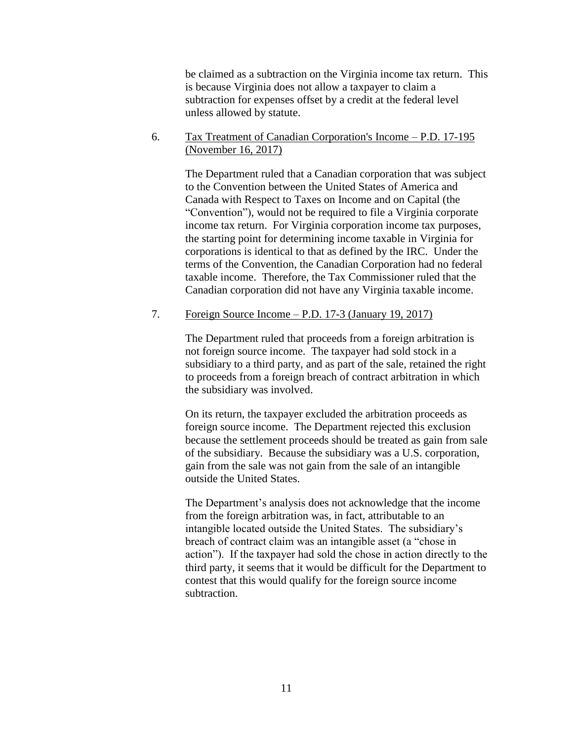be claimed as a subtraction on the Virginia income tax return. This is because Virginia does not allow a taxpayer to claim a subtraction for expenses offset by a credit at the federal level unless allowed by statute.

6. Tax Treatment of Canadian Corporation's Income – P.D. 17-195 (November 16, 2017)

   The Department ruled that a Canadian corporation that was subject to the Convention between the United States of America and Canada with Respect to Taxes on Income and on Capital (the "Convention"), would not be required to file a Virginia corporate income tax return. For Virginia corporation income tax purposes, the starting point for determining income taxable in Virginia for corporations is identical to that as defined by the IRC. Under the terms of the Convention, the Canadian Corporation had no federal taxable income. Therefore, the Tax Commissioner ruled that the Canadian corporation did not have any Virginia taxable income.

7. Foreign Source Income – P.D. 17-3 (January 19, 2017)

   The Department ruled that proceeds from a foreign arbitration is not foreign source income. The taxpayer had sold stock in a subsidiary to a third party, and as part of the sale, retained the right to proceeds from a foreign breach of contract arbitration in which the subsidiary was involved.

   On its return, the taxpayer excluded the arbitration proceeds as foreign source income. The Department rejected this exclusion because the settlement proceeds should be treated as gain from sale of the subsidiary. Because the subsidiary was a U.S. corporation, gain from the sale was not gain from the sale of an intangible outside the United States.

   The Department's analysis does not acknowledge that the income from the foreign arbitration was, in fact, attributable to an intangible located outside the United States. The subsidiary's breach of contract claim was an intangible asset (a "chose in action"). If the taxpayer had sold the chose in action directly to the third party, it seems that it would be difficult for the Department to contest that this would qualify for the foreign source income subtraction.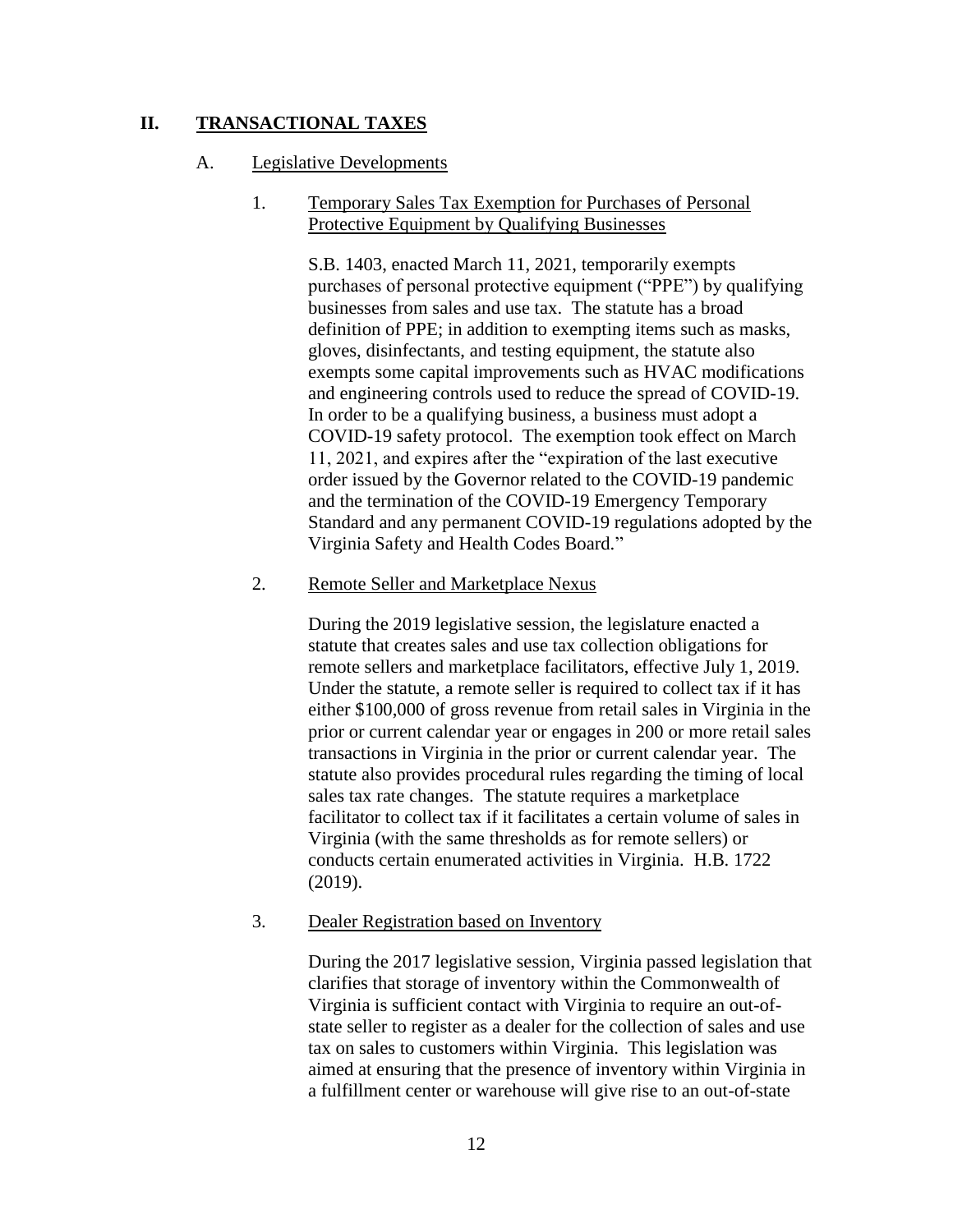## II. TRANSACTIONAL TAXES

### A. Legislative Developments

#### 1. Temporary Sales Tax Exemption for Purchases of Personal Protective Equipment by Qualifying Businesses

S.B. 1403, enacted March 11, 2021, temporarily exempts purchases of personal protective equipment ("PPE") by qualifying businesses from sales and use tax. The statute has a broad definition of PPE; in addition to exempting items such as masks, gloves, disinfectants, and testing equipment, the statute also exempts some capital improvements such as HVAC modifications and engineering controls used to reduce the spread of COVID-19. In order to be a qualifying business, a business must adopt a COVID-19 safety protocol. The exemption took effect on March 11, 2021, and expires after the "expiration of the last executive order issued by the Governor related to the COVID-19 pandemic and the termination of the COVID-19 Emergency Temporary Standard and any permanent COVID-19 regulations adopted by the Virginia Safety and Health Codes Board."

#### 2. Remote Seller and Marketplace Nexus

During the 2019 legislative session, the legislature enacted a statute that creates sales and use tax collection obligations for remote sellers and marketplace facilitators, effective July 1, 2019. Under the statute, a remote seller is required to collect tax if it has either $100,000 of gross revenue from retail sales in Virginia in the prior or current calendar year or engages in 200 or more retail sales transactions in Virginia in the prior or current calendar year. The statute also provides procedural rules regarding the timing of local sales tax rate changes. The statute requires a marketplace facilitator to collect tax if it facilitates a certain volume of sales in Virginia (with the same thresholds as for remote sellers) or conducts certain enumerated activities in Virginia. H.B. 1722 (2019).

#### 3. Dealer Registration based on Inventory

During the 2017 legislative session, Virginia passed legislation that clarifies that storage of inventory within the Commonwealth of Virginia is sufficient contact with Virginia to require an out-of-state seller to register as a dealer for the collection of sales and use tax on sales to customers within Virginia. This legislation was aimed at ensuring that the presence of inventory within Virginia in a fulfillment center or warehouse will give rise to an out-of-state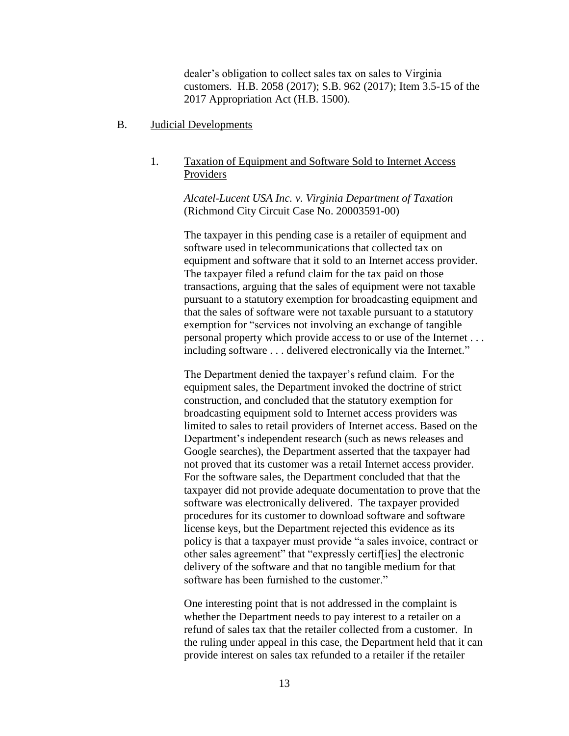dealer's obligation to collect sales tax on sales to Virginia customers. H.B. 2058 (2017); S.B. 962 (2017); Item 3.5-15 of the 2017 Appropriation Act (H.B. 1500).

## B. Judicial Developments

### 1. Taxation of Equipment and Software Sold to Internet Access Providers

*Alcatel-Lucent USA Inc. v. Virginia Department of Taxation* (Richmond City Circuit Case No. 20003591-00)

The taxpayer in this pending case is a retailer of equipment and software used in telecommunications that collected tax on equipment and software that it sold to an Internet access provider. The taxpayer filed a refund claim for the tax paid on those transactions, arguing that the sales of equipment were not taxable pursuant to a statutory exemption for broadcasting equipment and that the sales of software were not taxable pursuant to a statutory exemption for "services not involving an exchange of tangible personal property which provide access to or use of the Internet . . . including software . . . delivered electronically via the Internet."

The Department denied the taxpayer's refund claim. For the equipment sales, the Department invoked the doctrine of strict construction, and concluded that the statutory exemption for broadcasting equipment sold to Internet access providers was limited to sales to retail providers of Internet access. Based on the Department's independent research (such as news releases and Google searches), the Department asserted that the taxpayer had not proved that its customer was a retail Internet access provider. For the software sales, the Department concluded that that the taxpayer did not provide adequate documentation to prove that the software was electronically delivered. The taxpayer provided procedures for its customer to download software and software license keys, but the Department rejected this evidence as its policy is that a taxpayer must provide "a sales invoice, contract or other sales agreement" that "expressly certif[ies] the electronic delivery of the software and that no tangible medium for that software has been furnished to the customer."

One interesting point that is not addressed in the complaint is whether the Department needs to pay interest to a retailer on a refund of sales tax that the retailer collected from a customer. In the ruling under appeal in this case, the Department held that it can provide interest on sales tax refunded to a retailer if the retailer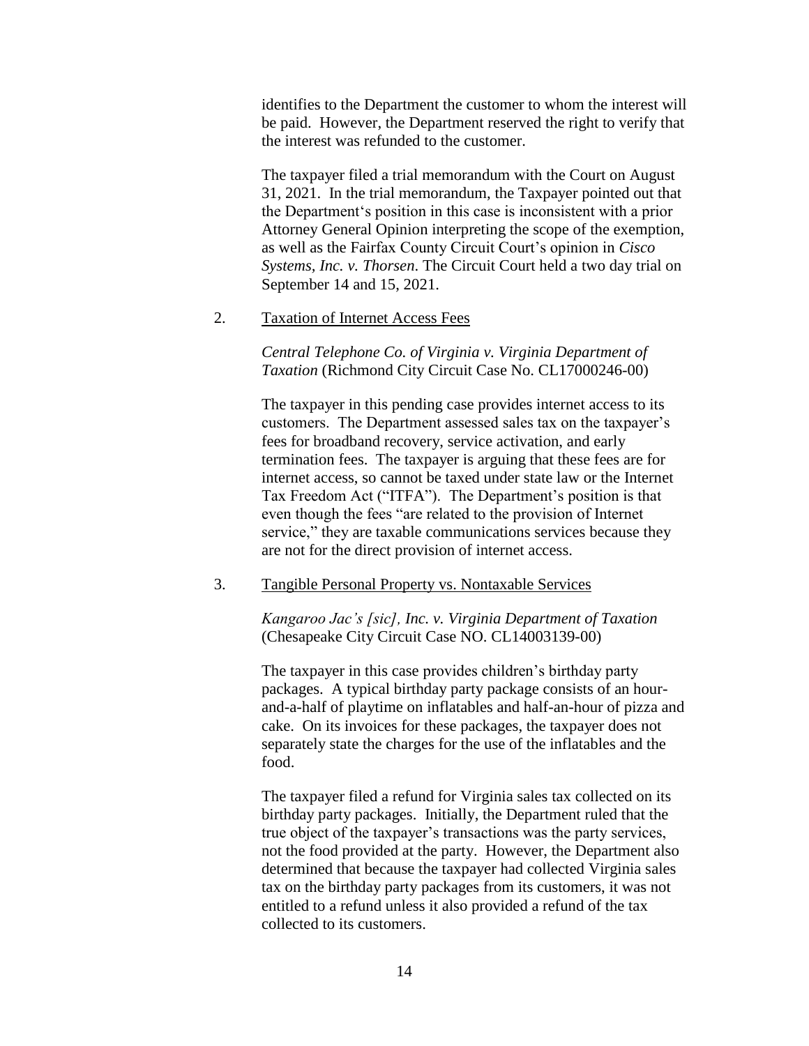identifies to the Department the customer to whom the interest will be paid. However, the Department reserved the right to verify that the interest was refunded to the customer.

The taxpayer filed a trial memorandum with the Court on August 31, 2021. In the trial memorandum, the Taxpayer pointed out that the Department's position in this case is inconsistent with a prior Attorney General Opinion interpreting the scope of the exemption, as well as the Fairfax County Circuit Court's opinion in *Cisco Systems, Inc. v. Thorsen*. The Circuit Court held a two day trial on September 14 and 15, 2021.

2. Taxation of Internet Access Fees

*Central Telephone Co. of Virginia v. Virginia Department of Taxation* (Richmond City Circuit Case No. CL17000246-00)

The taxpayer in this pending case provides internet access to its customers. The Department assessed sales tax on the taxpayer's fees for broadband recovery, service activation, and early termination fees. The taxpayer is arguing that these fees are for internet access, so cannot be taxed under state law or the Internet Tax Freedom Act ("ITFA"). The Department's position is that even though the fees "are related to the provision of Internet service," they are taxable communications services because they are not for the direct provision of internet access.

3. Tangible Personal Property vs. Nontaxable Services

*Kangaroo Jac's [sic], Inc. v. Virginia Department of Taxation* (Chesapeake City Circuit Case NO. CL14003139-00)

The taxpayer in this case provides children's birthday party packages. A typical birthday party package consists of an hour-and-a-half of playtime on inflatables and half-an-hour of pizza and cake. On its invoices for these packages, the taxpayer does not separately state the charges for the use of the inflatables and the food.

The taxpayer filed a refund for Virginia sales tax collected on its birthday party packages. Initially, the Department ruled that the true object of the taxpayer's transactions was the party services, not the food provided at the party. However, the Department also determined that because the taxpayer had collected Virginia sales tax on the birthday party packages from its customers, it was not entitled to a refund unless it also provided a refund of the tax collected to its customers.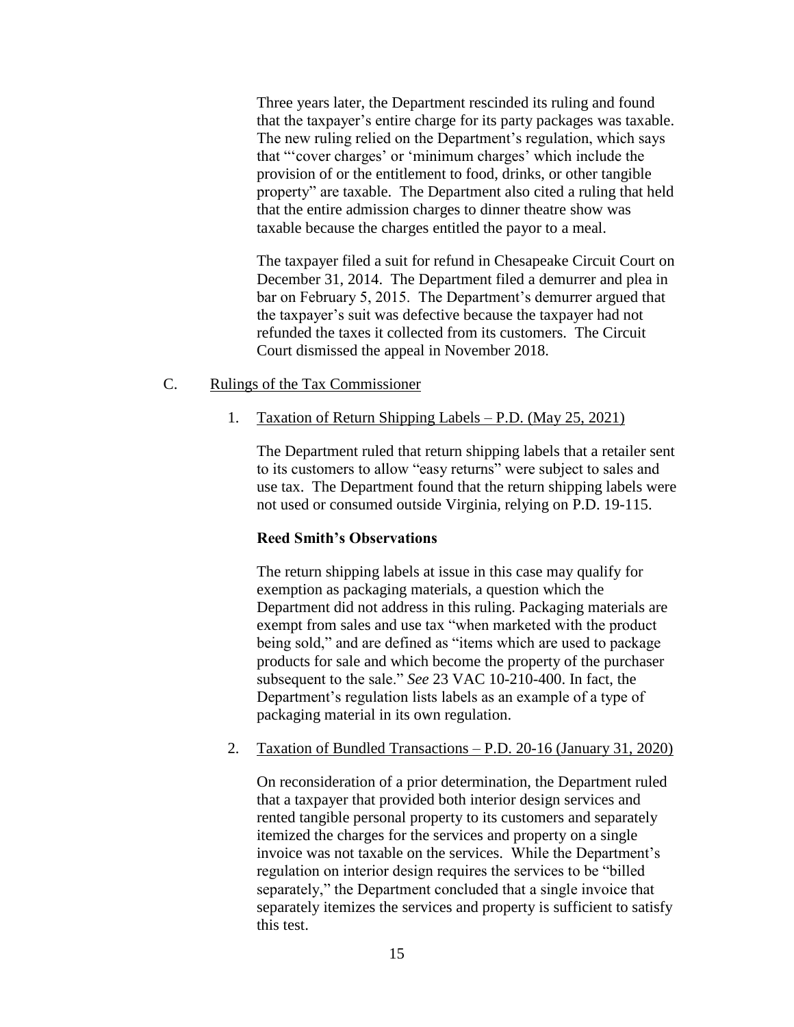Three years later, the Department rescinded its ruling and found that the taxpayer's entire charge for its party packages was taxable. The new ruling relied on the Department's regulation, which says that "'cover charges' or 'minimum charges' which include the provision of or the entitlement to food, drinks, or other tangible property" are taxable. The Department also cited a ruling that held that the entire admission charges to dinner theatre show was taxable because the charges entitled the payor to a meal.

The taxpayer filed a suit for refund in Chesapeake Circuit Court on December 31, 2014. The Department filed a demurrer and plea in bar on February 5, 2015. The Department's demurrer argued that the taxpayer's suit was defective because the taxpayer had not refunded the taxes it collected from its customers. The Circuit Court dismissed the appeal in November 2018.

### C. Rulings of the Tax Commissioner

#### 1. Taxation of Return Shipping Labels – P.D. (May 25, 2021)

The Department ruled that return shipping labels that a retailer sent to its customers to allow "easy returns" were subject to sales and use tax. The Department found that the return shipping labels were not used or consumed outside Virginia, relying on P.D. 19-115.

**Reed Smith's Observations**

The return shipping labels at issue in this case may qualify for exemption as packaging materials, a question which the Department did not address in this ruling. Packaging materials are exempt from sales and use tax "when marketed with the product being sold," and are defined as "items which are used to package products for sale and which become the property of the purchaser subsequent to the sale." *See* 23 VAC 10-210-400. In fact, the Department's regulation lists labels as an example of a type of packaging material in its own regulation.

#### 2. Taxation of Bundled Transactions – P.D. 20-16 (January 31, 2020)

On reconsideration of a prior determination, the Department ruled that a taxpayer that provided both interior design services and rented tangible personal property to its customers and separately itemized the charges for the services and property on a single invoice was not taxable on the services. While the Department's regulation on interior design requires the services to be "billed separately," the Department concluded that a single invoice that separately itemizes the services and property is sufficient to satisfy this test.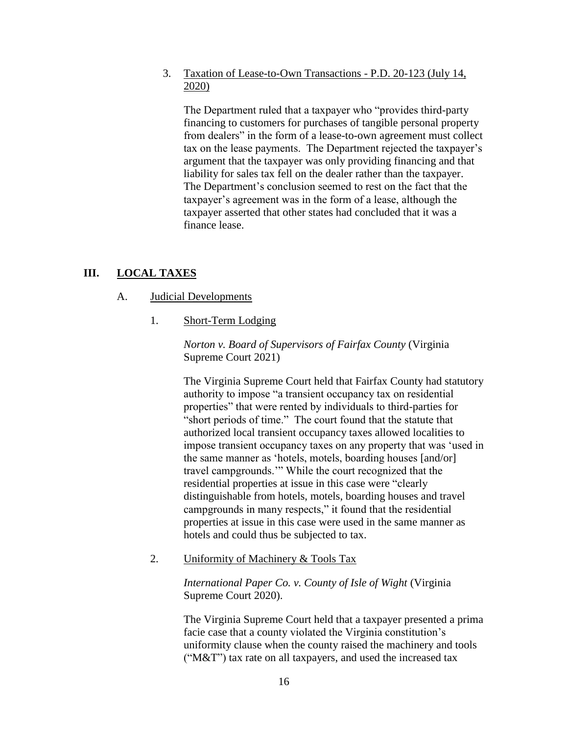3. Taxation of Lease-to-Own Transactions - P.D. 20-123 (July 14, 2020)

The Department ruled that a taxpayer who "provides third-party financing to customers for purchases of tangible personal property from dealers" in the form of a lease-to-own agreement must collect tax on the lease payments. The Department rejected the taxpayer's argument that the taxpayer was only providing financing and that liability for sales tax fell on the dealer rather than the taxpayer. The Department's conclusion seemed to rest on the fact that the taxpayer's agreement was in the form of a lease, although the taxpayer asserted that other states had concluded that it was a finance lease.

## III. LOCAL TAXES

### A. Judicial Developments

1. Short-Term Lodging

*Norton v. Board of Supervisors of Fairfax County* (Virginia Supreme Court 2021)

The Virginia Supreme Court held that Fairfax County had statutory authority to impose "a transient occupancy tax on residential properties" that were rented by individuals to third-parties for "short periods of time." The court found that the statute that authorized local transient occupancy taxes allowed localities to impose transient occupancy taxes on any property that was 'used in the same manner as 'hotels, motels, boarding houses [and/or] travel campgrounds.'" While the court recognized that the residential properties at issue in this case were "clearly distinguishable from hotels, motels, boarding houses and travel campgrounds in many respects," it found that the residential properties at issue in this case were used in the same manner as hotels and could thus be subjected to tax.

2. Uniformity of Machinery & Tools Tax

*International Paper Co. v. County of Isle of Wight* (Virginia Supreme Court 2020).

The Virginia Supreme Court held that a taxpayer presented a prima facie case that a county violated the Virginia constitution's uniformity clause when the county raised the machinery and tools ("M&T") tax rate on all taxpayers, and used the increased tax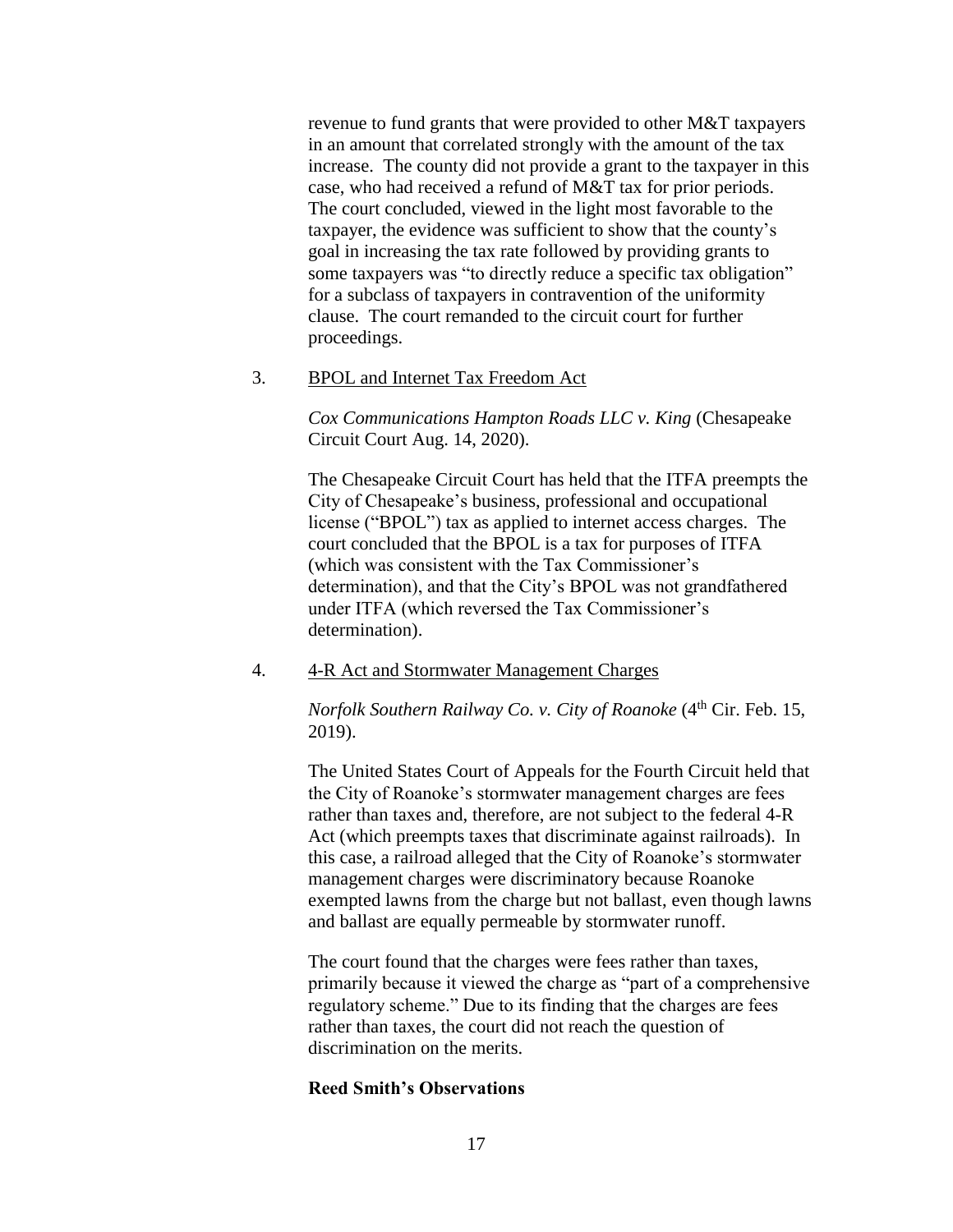revenue to fund grants that were provided to other M&T taxpayers in an amount that correlated strongly with the amount of the tax increase. The county did not provide a grant to the taxpayer in this case, who had received a refund of M&T tax for prior periods. The court concluded, viewed in the light most favorable to the taxpayer, the evidence was sufficient to show that the county's goal in increasing the tax rate followed by providing grants to some taxpayers was "to directly reduce a specific tax obligation" for a subclass of taxpayers in contravention of the uniformity clause. The court remanded to the circuit court for further proceedings.

3. BPOL and Internet Tax Freedom Act

*Cox Communications Hampton Roads LLC v. King* (Chesapeake Circuit Court Aug. 14, 2020).

The Chesapeake Circuit Court has held that the ITFA preempts the City of Chesapeake's business, professional and occupational license ("BPOL") tax as applied to internet access charges. The court concluded that the BPOL is a tax for purposes of ITFA (which was consistent with the Tax Commissioner's determination), and that the City's BPOL was not grandfathered under ITFA (which reversed the Tax Commissioner's determination).

4. 4-R Act and Stormwater Management Charges

*Norfolk Southern Railway Co. v. City of Roanoke* (4th Cir. Feb. 15, 2019).

The United States Court of Appeals for the Fourth Circuit held that the City of Roanoke's stormwater management charges are fees rather than taxes and, therefore, are not subject to the federal 4-R Act (which preempts taxes that discriminate against railroads). In this case, a railroad alleged that the City of Roanoke's stormwater management charges were discriminatory because Roanoke exempted lawns from the charge but not ballast, even though lawns and ballast are equally permeable by stormwater runoff.

The court found that the charges were fees rather than taxes, primarily because it viewed the charge as "part of a comprehensive regulatory scheme." Due to its finding that the charges are fees rather than taxes, the court did not reach the question of discrimination on the merits.

**Reed Smith's Observations**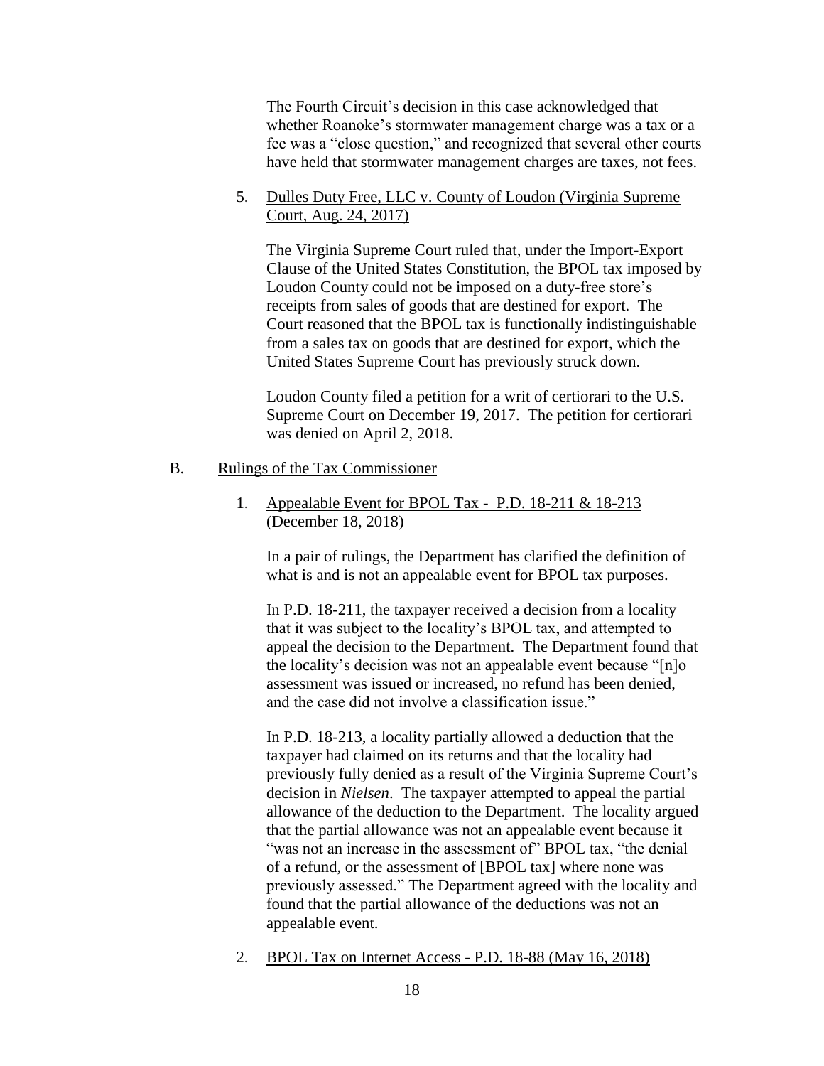The Fourth Circuit's decision in this case acknowledged that whether Roanoke's stormwater management charge was a tax or a fee was a "close question," and recognized that several other courts have held that stormwater management charges are taxes, not fees.

5. <u>Dulles Duty Free, LLC v. County of Loudon (Virginia Supreme Court, Aug. 24, 2017)</u>

   The Virginia Supreme Court ruled that, under the Import-Export Clause of the United States Constitution, the BPOL tax imposed by Loudon County could not be imposed on a duty-free store's receipts from sales of goods that are destined for export. The Court reasoned that the BPOL tax is functionally indistinguishable from a sales tax on goods that are destined for export, which the United States Supreme Court has previously struck down.

   Loudon County filed a petition for a writ of certiorari to the U.S. Supreme Court on December 19, 2017. The petition for certiorari was denied on April 2, 2018.

B. <u>Rulings of the Tax Commissioner</u>

1. <u>Appealable Event for BPOL Tax - P.D. 18-211 & 18-213 (December 18, 2018)</u>

   In a pair of rulings, the Department has clarified the definition of what is and is not an appealable event for BPOL tax purposes.

   In P.D. 18-211, the taxpayer received a decision from a locality that it was subject to the locality's BPOL tax, and attempted to appeal the decision to the Department. The Department found that the locality's decision was not an appealable event because "[n]o assessment was issued or increased, no refund has been denied, and the case did not involve a classification issue."

   In P.D. 18-213, a locality partially allowed a deduction that the taxpayer had claimed on its returns and that the locality had previously fully denied as a result of the Virginia Supreme Court's decision in *Nielsen*. The taxpayer attempted to appeal the partial allowance of the deduction to the Department. The locality argued that the partial allowance was not an appealable event because it "was not an increase in the assessment of" BPOL tax, "the denial of a refund, or the assessment of [BPOL tax] where none was previously assessed." The Department agreed with the locality and found that the partial allowance of the deductions was not an appealable event.

2. <u>BPOL Tax on Internet Access - P.D. 18-88 (May 16, 2018)</u>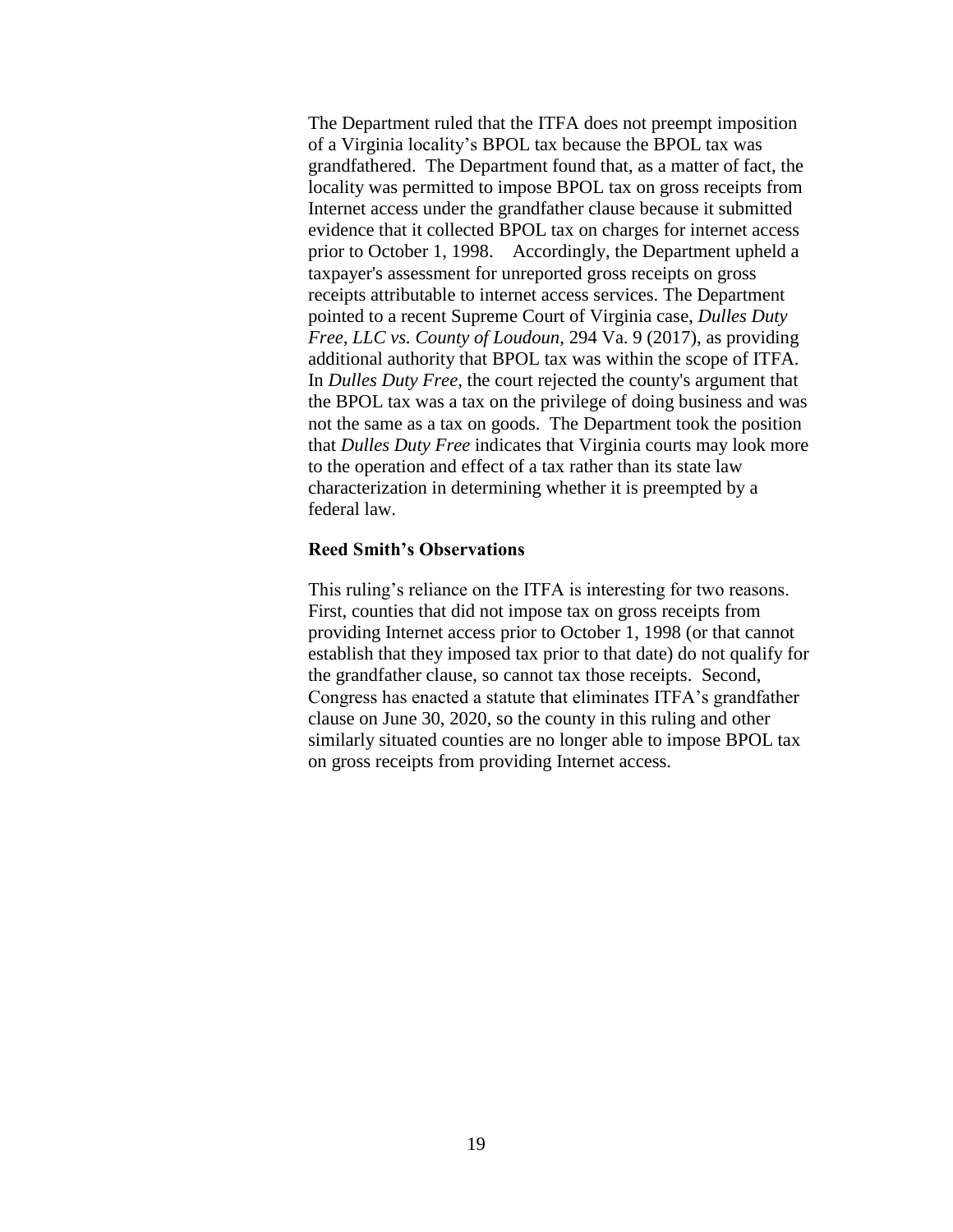The Department ruled that the ITFA does not preempt imposition of a Virginia locality's BPOL tax because the BPOL tax was grandfathered. The Department found that, as a matter of fact, the locality was permitted to impose BPOL tax on gross receipts from Internet access under the grandfather clause because it submitted evidence that it collected BPOL tax on charges for internet access prior to October 1, 1998. Accordingly, the Department upheld a taxpayer's assessment for unreported gross receipts on gross receipts attributable to internet access services. The Department pointed to a recent Supreme Court of Virginia case, *Dulles Duty Free, LLC vs. County of Loudoun*, 294 Va. 9 (2017), as providing additional authority that BPOL tax was within the scope of ITFA. In *Dulles Duty Free*, the court rejected the county's argument that the BPOL tax was a tax on the privilege of doing business and was not the same as a tax on goods. The Department took the position that *Dulles Duty Free* indicates that Virginia courts may look more to the operation and effect of a tax rather than its state law characterization in determining whether it is preempted by a federal law.

**Reed Smith's Observations**

This ruling's reliance on the ITFA is interesting for two reasons. First, counties that did not impose tax on gross receipts from providing Internet access prior to October 1, 1998 (or that cannot establish that they imposed tax prior to that date) do not qualify for the grandfather clause, so cannot tax those receipts. Second, Congress has enacted a statute that eliminates ITFA's grandfather clause on June 30, 2020, so the county in this ruling and other similarly situated counties are no longer able to impose BPOL tax on gross receipts from providing Internet access.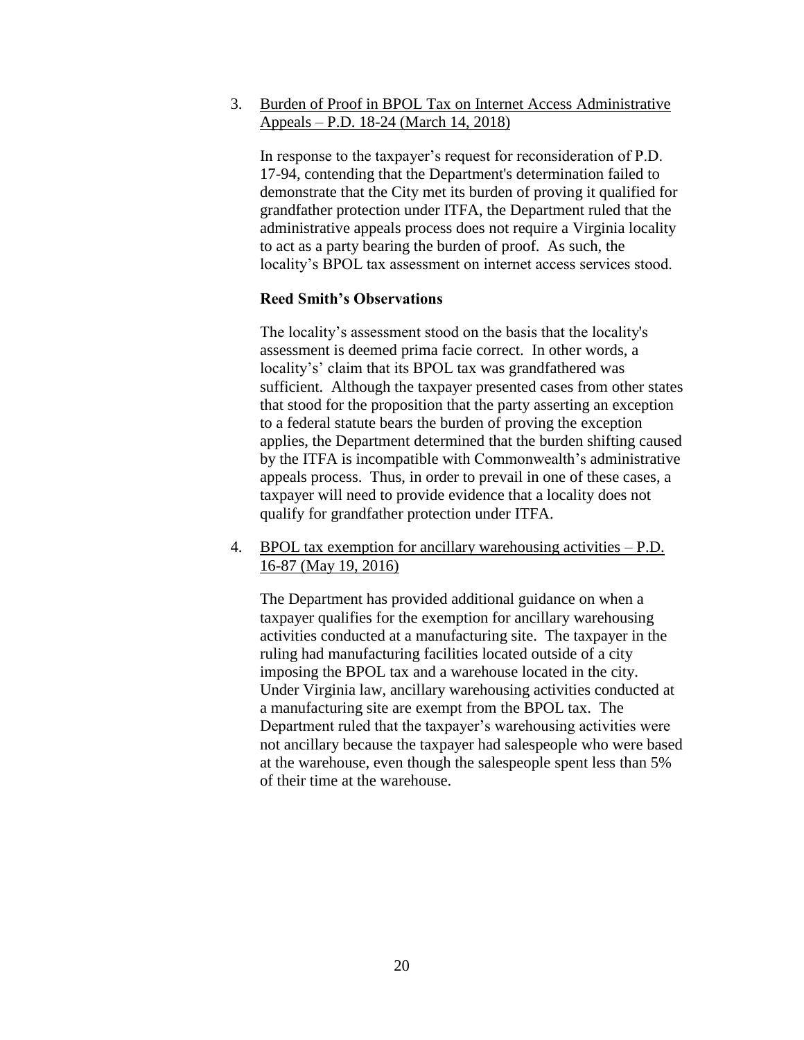3. <u>Burden of Proof in BPOL Tax on Internet Access Administrative Appeals – P.D. 18-24 (March 14, 2018)</u>

   In response to the taxpayer's request for reconsideration of P.D. 17-94, contending that the Department's determination failed to demonstrate that the City met its burden of proving it qualified for grandfather protection under ITFA, the Department ruled that the administrative appeals process does not require a Virginia locality to act as a party bearing the burden of proof. As such, the locality's BPOL tax assessment on internet access services stood.

   **Reed Smith's Observations**

   The locality's assessment stood on the basis that the locality's assessment is deemed prima facie correct. In other words, a locality's' claim that its BPOL tax was grandfathered was sufficient. Although the taxpayer presented cases from other states that stood for the proposition that the party asserting an exception to a federal statute bears the burden of proving the exception applies, the Department determined that the burden shifting caused by the ITFA is incompatible with Commonwealth's administrative appeals process. Thus, in order to prevail in one of these cases, a taxpayer will need to provide evidence that a locality does not qualify for grandfather protection under ITFA.

4. <u>BPOL tax exemption for ancillary warehousing activities – P.D. 16-87 (May 19, 2016)</u>

   The Department has provided additional guidance on when a taxpayer qualifies for the exemption for ancillary warehousing activities conducted at a manufacturing site. The taxpayer in the ruling had manufacturing facilities located outside of a city imposing the BPOL tax and a warehouse located in the city. Under Virginia law, ancillary warehousing activities conducted at a manufacturing site are exempt from the BPOL tax. The Department ruled that the taxpayer's warehousing activities were not ancillary because the taxpayer had salespeople who were based at the warehouse, even though the salespeople spent less than 5% of their time at the warehouse.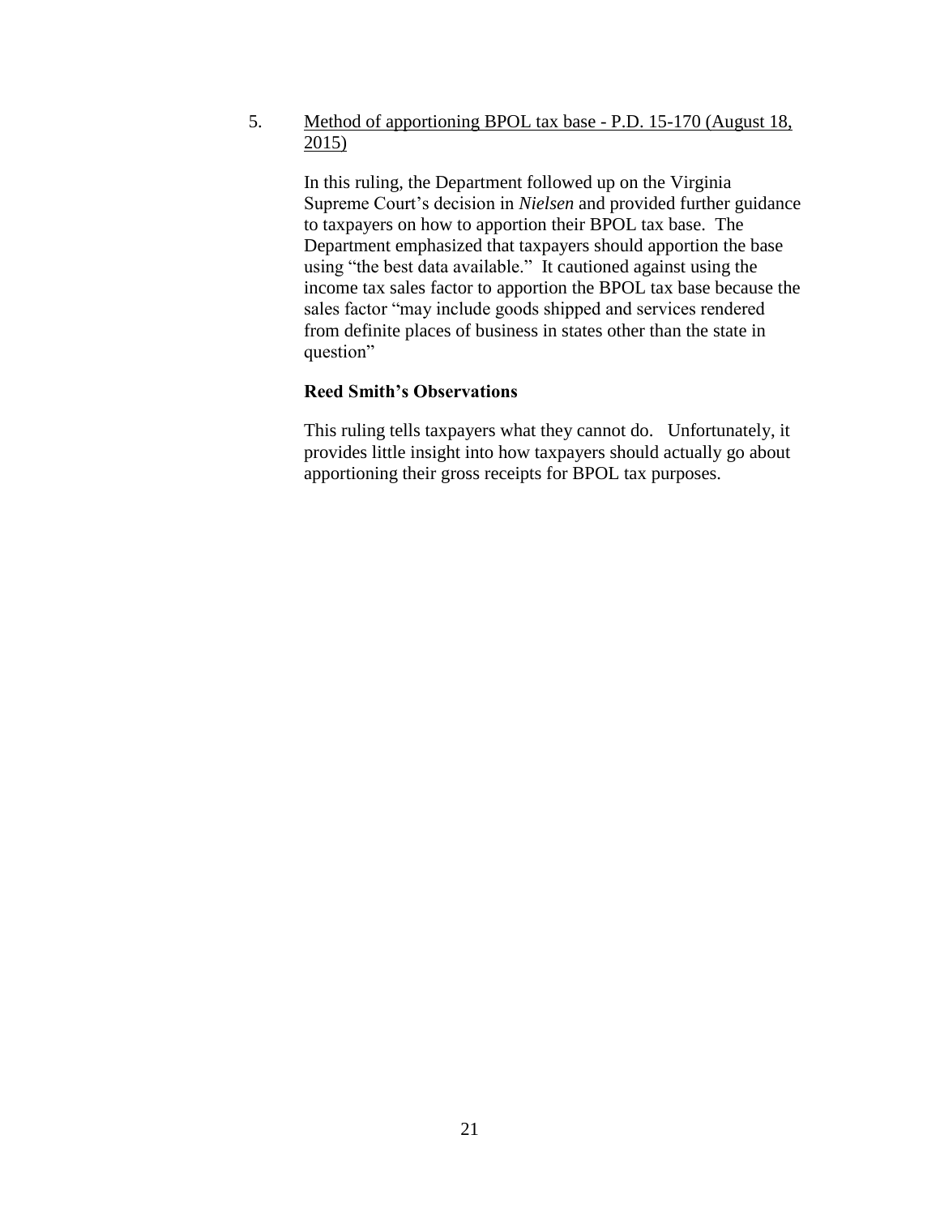5. <u>Method of apportioning BPOL tax base - P.D. 15-170 (August 18, 2015)</u>

In this ruling, the Department followed up on the Virginia Supreme Court's decision in *Nielsen* and provided further guidance to taxpayers on how to apportion their BPOL tax base. The Department emphasized that taxpayers should apportion the base using "the best data available." It cautioned against using the income tax sales factor to apportion the BPOL tax base because the sales factor "may include goods shipped and services rendered from definite places of business in states other than the state in question"

**Reed Smith's Observations**

This ruling tells taxpayers what they cannot do. Unfortunately, it provides little insight into how taxpayers should actually go about apportioning their gross receipts for BPOL tax purposes.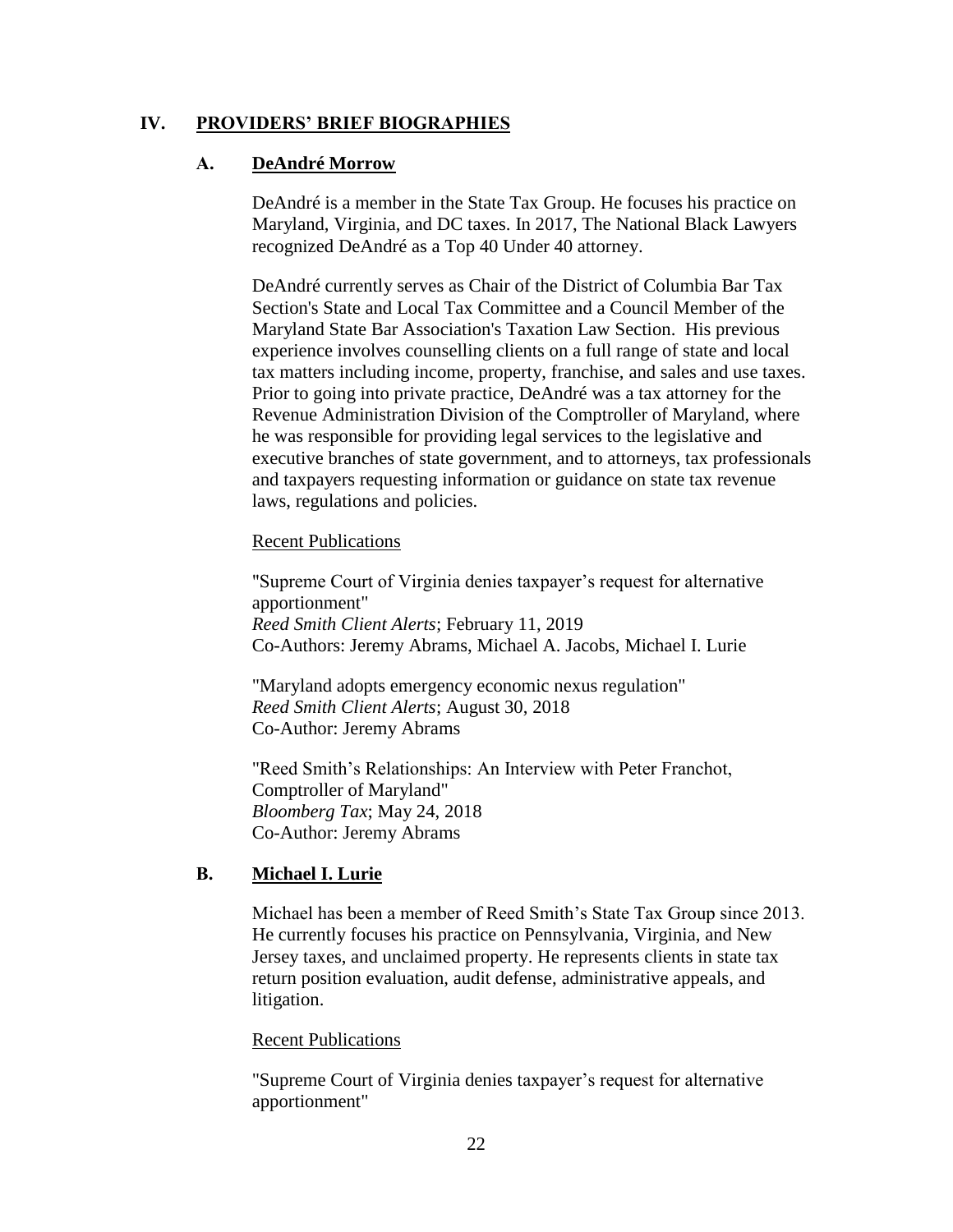## IV. PROVIDERS' BRIEF BIOGRAPHIES

### A. DeAndré Morrow

DeAndré is a member in the State Tax Group. He focuses his practice on Maryland, Virginia, and DC taxes. In 2017, The National Black Lawyers recognized DeAndré as a Top 40 Under 40 attorney.

DeAndré currently serves as Chair of the District of Columbia Bar Tax Section's State and Local Tax Committee and a Council Member of the Maryland State Bar Association's Taxation Law Section. His previous experience involves counselling clients on a full range of state and local tax matters including income, property, franchise, and sales and use taxes. Prior to going into private practice, DeAndré was a tax attorney for the Revenue Administration Division of the Comptroller of Maryland, where he was responsible for providing legal services to the legislative and executive branches of state government, and to attorneys, tax professionals and taxpayers requesting information or guidance on state tax revenue laws, regulations and policies.

Recent Publications

"Supreme Court of Virginia denies taxpayer's request for alternative apportionment"
*Reed Smith Client Alerts*; February 11, 2019
Co-Authors: Jeremy Abrams, Michael A. Jacobs, Michael I. Lurie

"Maryland adopts emergency economic nexus regulation"
*Reed Smith Client Alerts*; August 30, 2018
Co-Author: Jeremy Abrams

"Reed Smith's Relationships: An Interview with Peter Franchot, Comptroller of Maryland"
*Bloomberg Tax*; May 24, 2018
Co-Author: Jeremy Abrams

### B. Michael I. Lurie

Michael has been a member of Reed Smith's State Tax Group since 2013. He currently focuses his practice on Pennsylvania, Virginia, and New Jersey taxes, and unclaimed property. He represents clients in state tax return position evaluation, audit defense, administrative appeals, and litigation.

Recent Publications

"Supreme Court of Virginia denies taxpayer's request for alternative apportionment"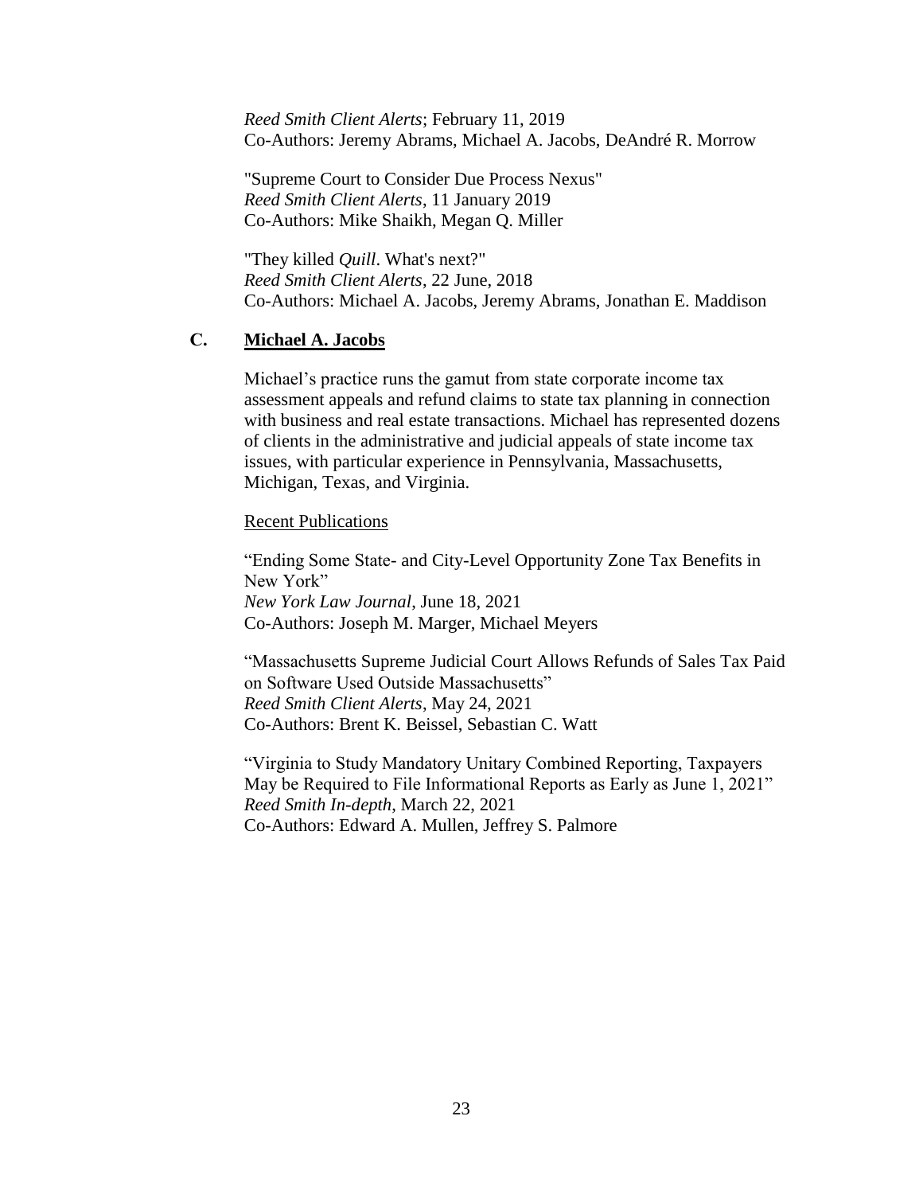*Reed Smith Client Alerts*; February 11, 2019
Co-Authors: Jeremy Abrams, Michael A. Jacobs, DeAndré R. Morrow

"Supreme Court to Consider Due Process Nexus"
*Reed Smith Client Alerts*, 11 January 2019
Co-Authors: Mike Shaikh, Megan Q. Miller

"They killed *Quill*. What's next?"
*Reed Smith Client Alerts*, 22 June, 2018
Co-Authors: Michael A. Jacobs, Jeremy Abrams, Jonathan E. Maddison

### C. <u>Michael A. Jacobs</u>

Michael's practice runs the gamut from state corporate income tax assessment appeals and refund claims to state tax planning in connection with business and real estate transactions. Michael has represented dozens of clients in the administrative and judicial appeals of state income tax issues, with particular experience in Pennsylvania, Massachusetts, Michigan, Texas, and Virginia.

<u>Recent Publications</u>

"Ending Some State- and City-Level Opportunity Zone Tax Benefits in New York"
*New York Law Journal*, June 18, 2021
Co-Authors: Joseph M. Marger, Michael Meyers

"Massachusetts Supreme Judicial Court Allows Refunds of Sales Tax Paid on Software Used Outside Massachusetts"
*Reed Smith Client Alerts*, May 24, 2021
Co-Authors: Brent K. Beissel, Sebastian C. Watt

"Virginia to Study Mandatory Unitary Combined Reporting, Taxpayers May be Required to File Informational Reports as Early as June 1, 2021"
*Reed Smith In-depth*, March 22, 2021
Co-Authors: Edward A. Mullen, Jeffrey S. Palmore